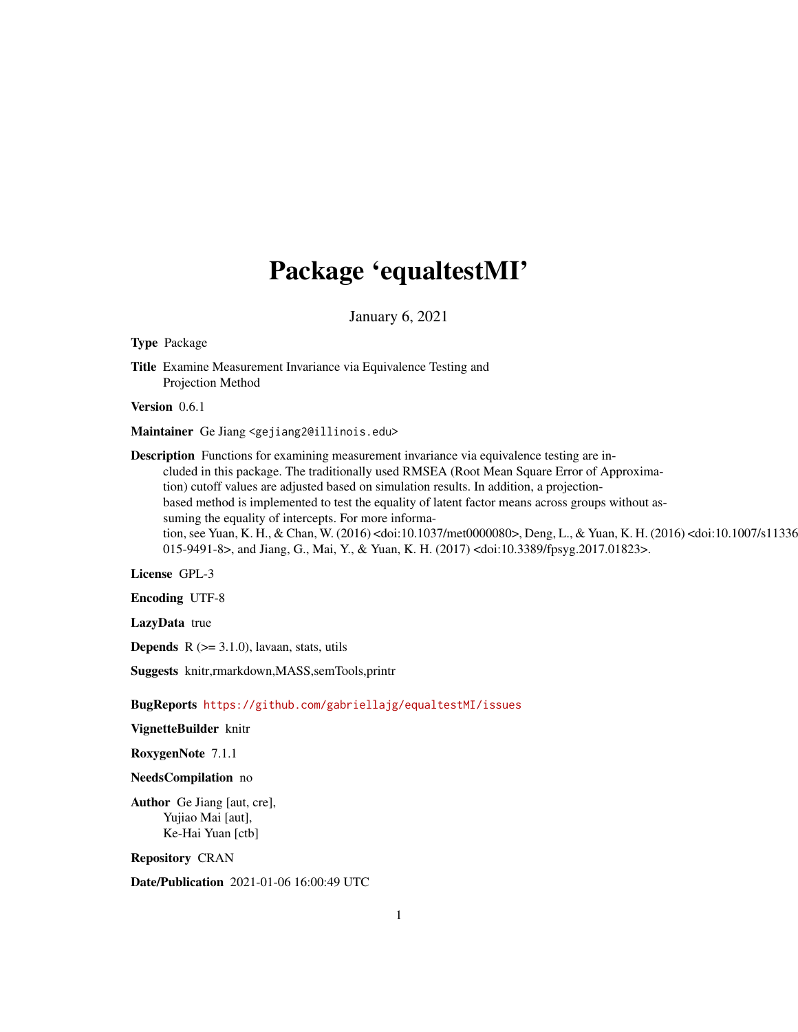# Package 'equaltestMI'

January 6, 2021

**Type** Package

**Title** Examine Measurement Invariance via Equivalence Testing and Projection Method

**Version** 0.6.1

**Maintainer** Ge Jiang <gejiang2@illinois.edu>

**Description** Functions for examining measurement invariance via equivalence testing are included in this package. The traditionally used RMSEA (Root Mean Square Error of Approximation) cutoff values are adjusted based on simulation results. In addition, a projection-based method is implemented to test the equality of latent factor means across groups without assuming the equality of intercepts. For more information, see Yuan, K. H., & Chan, W. (2016) <doi:10.1037/met0000080>, Deng, L., & Yuan, K. H. (2016) <doi:10.1007/s11336-015-9491-8>, and Jiang, G., Mai, Y., & Yuan, K. H. (2017) <doi:10.3389/fpsyg.2017.01823>.

**License** GPL-3

**Encoding** UTF-8

**LazyData** true

**Depends** R (>= 3.1.0), lavaan, stats, utils

**Suggests** knitr,rmarkdown,MASS,semTools,printr

**BugReports** https://github.com/gabriellajg/equaltestMI/issues

**VignetteBuilder** knitr

**RoxygenNote** 7.1.1

**NeedsCompilation** no

**Author** Ge Jiang [aut, cre],
Yujiao Mai [aut],
Ke-Hai Yuan [ctb]

**Repository** CRAN

**Date/Publication** 2021-01-06 16:00:49 UTC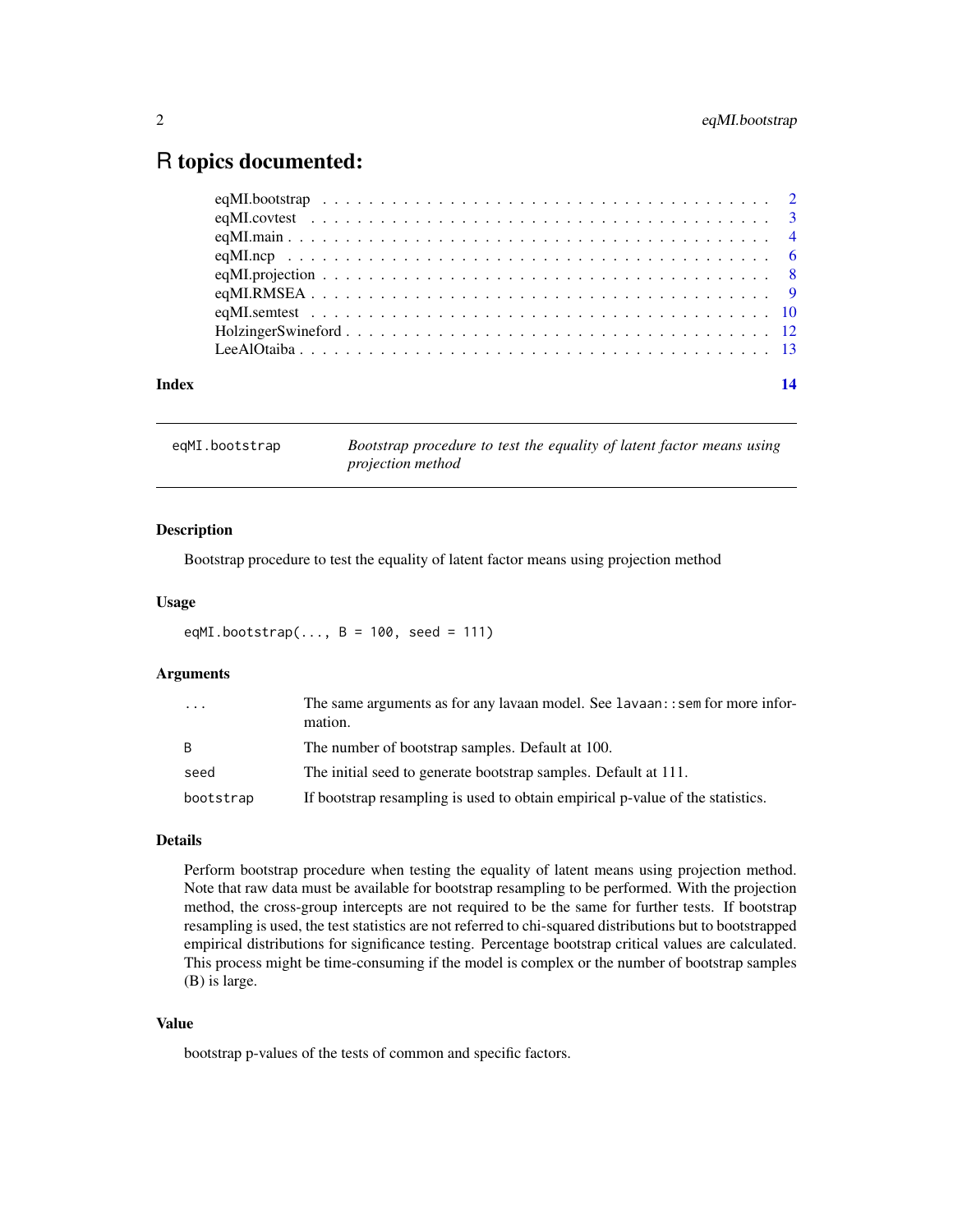# R topics documented:

- eqMI.bootstrap . . . . . . . . . . . . . . . . . . . . . . . . . . . . . . . . . . . . 2
- eqMI.covtest . . . . . . . . . . . . . . . . . . . . . . . . . . . . . . . . . . . . 3
- eqMI.main . . . . . . . . . . . . . . . . . . . . . . . . . . . . . . . . . . . . 4
- eqMI.ncp . . . . . . . . . . . . . . . . . . . . . . . . . . . . . . . . . . . . 6
- eqMI.projection . . . . . . . . . . . . . . . . . . . . . . . . . . . . . . . . . . . . 8
- eqMI.RMSEA . . . . . . . . . . . . . . . . . . . . . . . . . . . . . . . . . . . . 9
- eqMI.semtest . . . . . . . . . . . . . . . . . . . . . . . . . . . . . . . . . . . . 10
- HolzingerSwineford . . . . . . . . . . . . . . . . . . . . . . . . . . . . . . . . . . . . 12
- LeeAlOtaiba . . . . . . . . . . . . . . . . . . . . . . . . . . . . . . . . . . . . 13

**Index** 14

---

## eqMI.bootstrap — *Bootstrap procedure to test the equality of latent factor means using projection method*

### Description

Bootstrap procedure to test the equality of latent factor means using projection method

### Usage

```
eqMI.bootstrap(..., B = 100, seed = 111)
```

### Arguments

| | |
|---|---|
| `...` | The same arguments as for any lavaan model. See `lavaan::sem` for more information. |
| `B` | The number of bootstrap samples. Default at 100. |
| `seed` | The initial seed to generate bootstrap samples. Default at 111. |
| `bootstrap` | If bootstrap resampling is used to obtain empirical p-value of the statistics. |

### Details

Perform bootstrap procedure when testing the equality of latent means using projection method. Note that raw data must be available for bootstrap resampling to be performed. With the projection method, the cross-group intercepts are not required to be the same for further tests. If bootstrap resampling is used, the test statistics are not referred to chi-squared distributions but to bootstrapped empirical distributions for significance testing. Percentage bootstrap critical values are calculated. This process might be time-consuming if the model is complex or the number of bootstrap samples (B) is large.

### Value

bootstrap p-values of the tests of common and specific factors.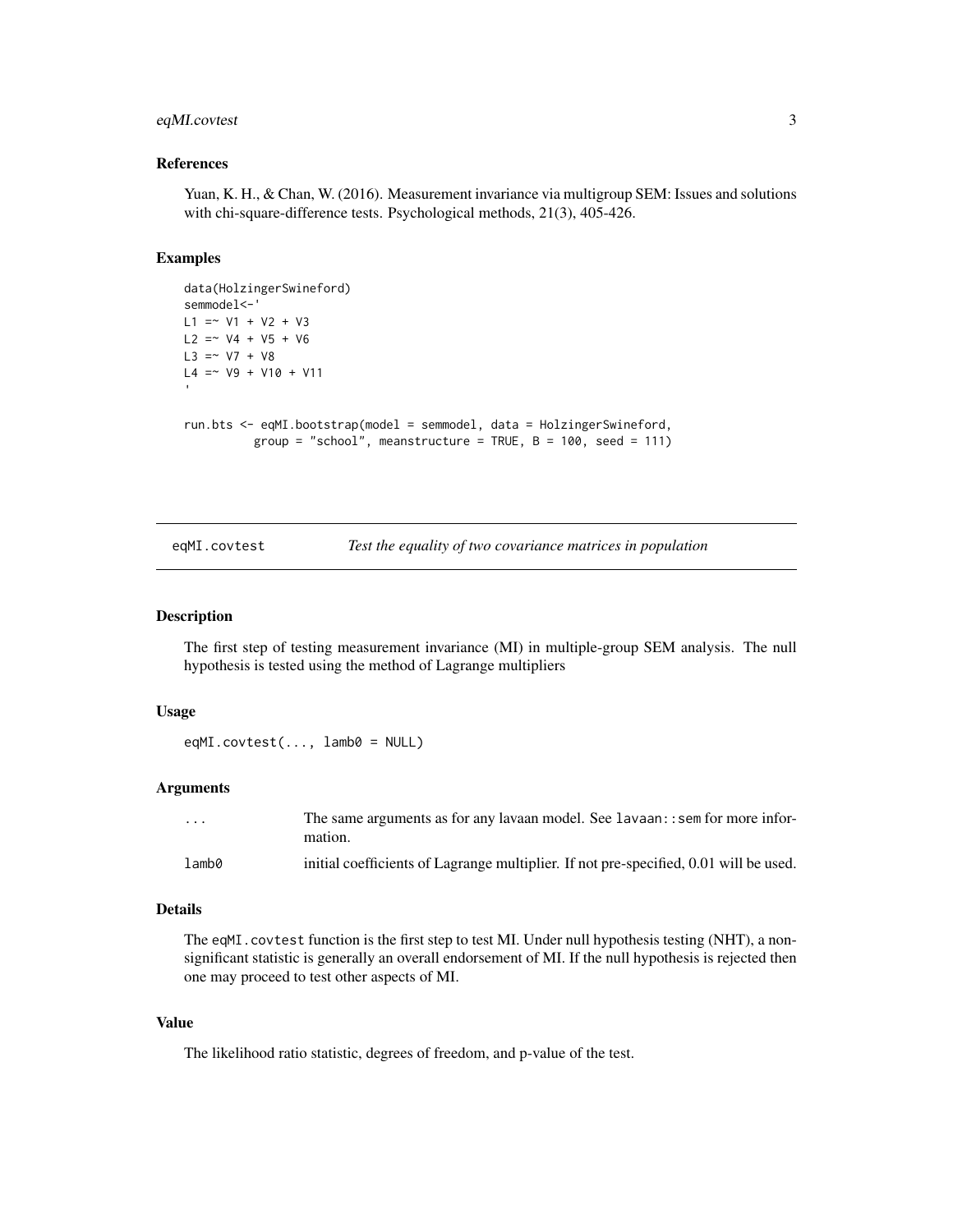### References

Yuan, K. H., & Chan, W. (2016). Measurement invariance via multigroup SEM: Issues and solutions with chi-square-difference tests. Psychological methods, 21(3), 405-426.

### Examples

```
data(HolzingerSwineford)
semmodel<-'
L1 =~ V1 + V2 + V3
L2 =~ V4 + V5 + V6
L3 =~ V7 + V8
L4 =~ V9 + V10 + V11
'

run.bts <- eqMI.bootstrap(model = semmodel, data = HolzingerSwineford,
          group = "school", meanstructure = TRUE, B = 100, seed = 111)
```

---

## eqMI.covtest — *Test the equality of two covariance matrices in population*

### Description

The first step of testing measurement invariance (MI) in multiple-group SEM analysis. The null hypothesis is tested using the method of Lagrange multipliers

### Usage

```
eqMI.covtest(..., lamb0 = NULL)
```

### Arguments

| | |
|---|---|
| `...` | The same arguments as for any lavaan model. See `lavaan::sem` for more information. |
| `lamb0` | initial coefficients of Lagrange multiplier. If not pre-specified, 0.01 will be used. |

### Details

The `eqMI.covtest` function is the first step to test MI. Under null hypothesis testing (NHT), a non-significant statistic is generally an overall endorsement of MI. If the null hypothesis is rejected then one may proceed to test other aspects of MI.

### Value

The likelihood ratio statistic, degrees of freedom, and p-value of the test.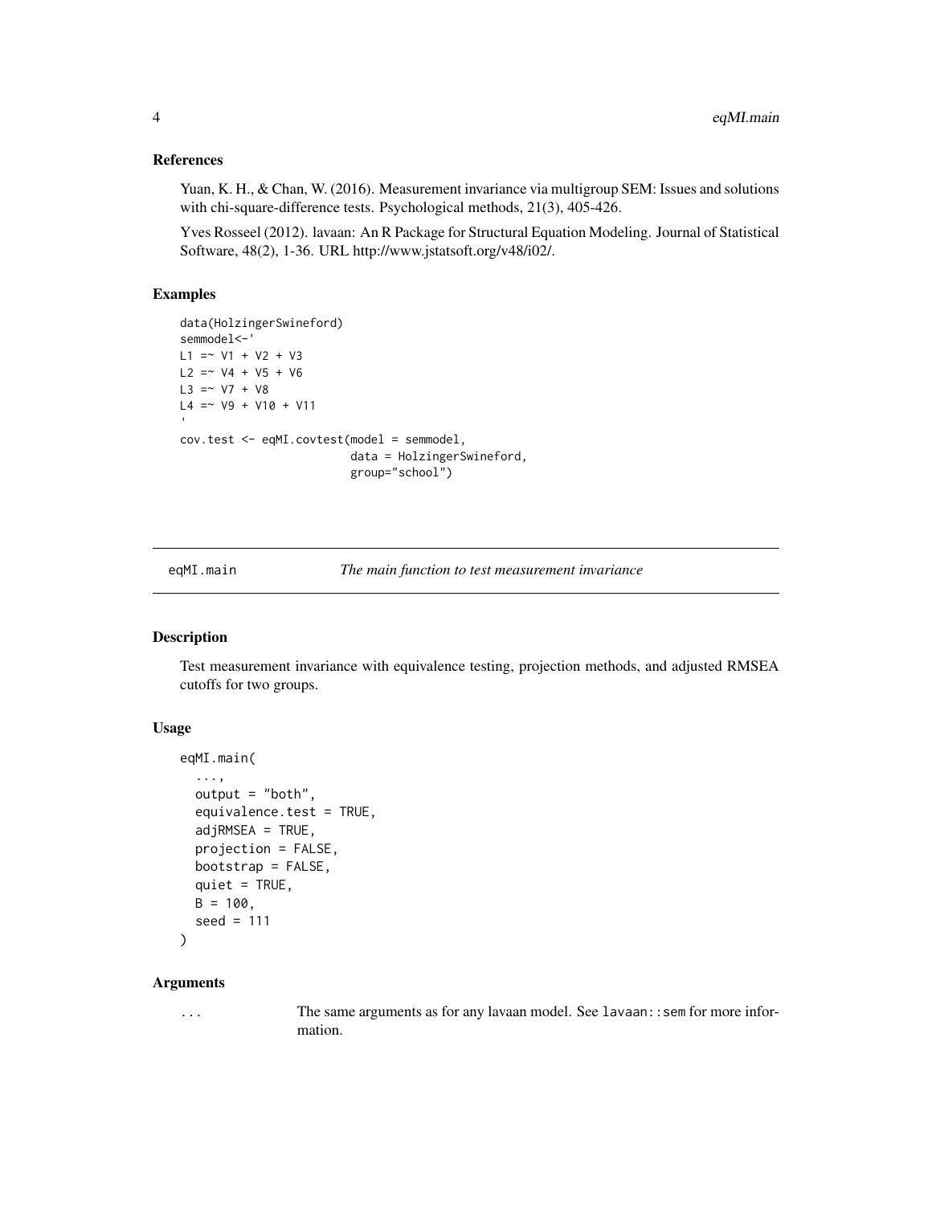### References

Yuan, K. H., & Chan, W. (2016). Measurement invariance via multigroup SEM: Issues and solutions with chi-square-difference tests. Psychological methods, 21(3), 405-426.

Yves Rosseel (2012). lavaan: An R Package for Structural Equation Modeling. Journal of Statistical Software, 48(2), 1-36. URL http://www.jstatsoft.org/v48/i02/.

### Examples

```
data(HolzingerSwineford)
semmodel<-'
L1 =~ V1 + V2 + V3
L2 =~ V4 + V5 + V6
L3 =~ V7 + V8
L4 =~ V9 + V10 + V11
'
cov.test <- eqMI.covtest(model = semmodel,
                         data = HolzingerSwineford,
                         group="school")
```

---

## eqMI.main *The main function to test measurement invariance*

### Description

Test measurement invariance with equivalence testing, projection methods, and adjusted RMSEA cutoffs for two groups.

### Usage

```
eqMI.main(
  ...,
  output = "both",
  equivalence.test = TRUE,
  adjRMSEA = TRUE,
  projection = FALSE,
  bootstrap = FALSE,
  quiet = TRUE,
  B = 100,
  seed = 111
)
```

### Arguments

| | |
|---|---|
| ... | The same arguments as for any lavaan model. See `lavaan::sem` for more information. |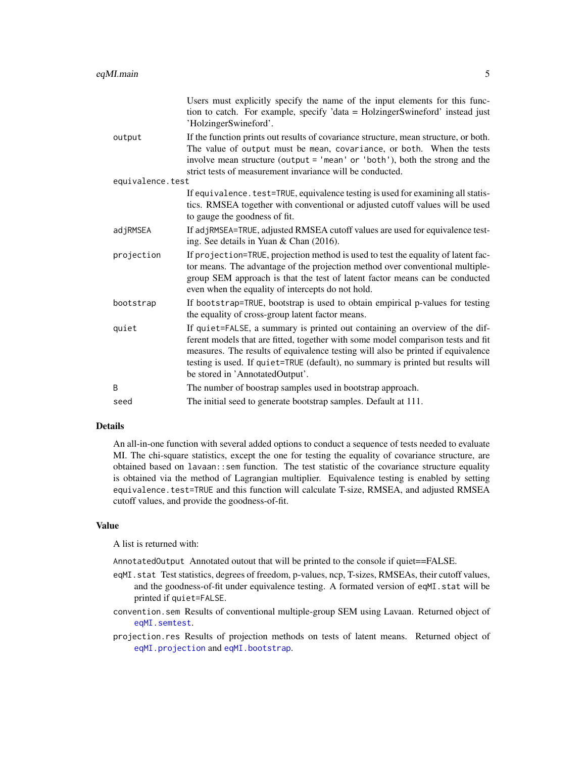| | |
|---|---|
| | Users must explicitly specify the name of the input elements for this function to catch. For example, specify 'data = HolzingerSwineford' instead just 'HolzingerSwineford'. |
| `output` | If the function prints out results of covariance structure, mean structure, or both. The value of `output` must be `mean`, `covariance`, or `both`. When the tests involve mean structure (`output = 'mean'` or `'both'`), both the strong and the strict tests of measurement invariance will be conducted. |
| `equivalence.test` | If `equivalence.test=TRUE`, equivalence testing is used for examining all statistics. RMSEA together with conventional or adjusted cutoff values will be used to gauge the goodness of fit. |
| `adjRMSEA` | If `adjRMSEA=TRUE`, adjusted RMSEA cutoff values are used for equivalence testing. See details in Yuan & Chan (2016). |
| `projection` | If `projection=TRUE`, projection method is used to test the equality of latent factor means. The advantage of the projection method over conventional multiple-group SEM approach is that the test of latent factor means can be conducted even when the equality of intercepts do not hold. |
| `bootstrap` | If `bootstrap=TRUE`, bootstrap is used to obtain empirical p-values for testing the equality of cross-group latent factor means. |
| `quiet` | If `quiet=FALSE`, a summary is printed out containing an overview of the different models that are fitted, together with some model comparison tests and fit measures. The results of equivalence testing will also be printed if equivalence testing is used. If `quiet=TRUE` (default), no summary is printed but results will be stored in 'AnnotatedOutput'. |
| `B` | The number of boostrap samples used in bootstrap approach. |
| `seed` | The initial seed to generate bootstrap samples. Default at 111. |

## Details

An all-in-one function with several added options to conduct a sequence of tests needed to evaluate MI. The chi-square statistics, except the one for testing the equality of covariance structure, are obtained based on `lavaan::sem` function. The test statistic of the covariance structure equality is obtained via the method of Lagrangian multiplier. Equivalence testing is enabled by setting `equivalence.test=TRUE` and this function will calculate T-size, RMSEA, and adjusted RMSEA cutoff values, and provide the goodness-of-fit.

## Value

A list is returned with:

`AnnotatedOutput` Annotated outout that will be printed to the console if quiet==FALSE.

`eqMI.stat` Test statistics, degrees of freedom, p-values, ncp, T-sizes, RMSEAs, their cutoff values, and the goodness-of-fit under equivalence testing. A formated version of `eqMI.stat` will be printed if `quiet=FALSE`.

`convention.sem` Results of conventional multiple-group SEM using Lavaan. Returned object of `eqMI.semtest`.

`projection.res` Results of projection methods on tests of latent means. Returned object of `eqMI.projection` and `eqMI.bootstrap`.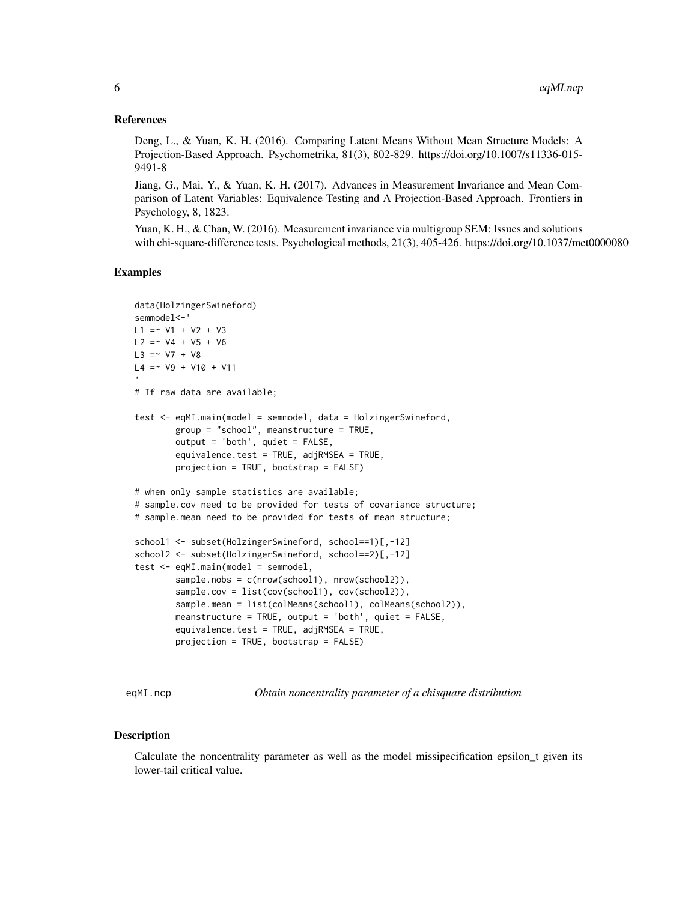### References

Deng, L., & Yuan, K. H. (2016). Comparing Latent Means Without Mean Structure Models: A Projection-Based Approach. Psychometrika, 81(3), 802-829. https://doi.org/10.1007/s11336-015-9491-8

Jiang, G., Mai, Y., & Yuan, K. H. (2017). Advances in Measurement Invariance and Mean Comparison of Latent Variables: Equivalence Testing and A Projection-Based Approach. Frontiers in Psychology, 8, 1823.

Yuan, K. H., & Chan, W. (2016). Measurement invariance via multigroup SEM: Issues and solutions with chi-square-difference tests. Psychological methods, 21(3), 405-426. https://doi.org/10.1037/met0000080

### Examples

```
data(HolzingerSwineford)
semmodel<-'
L1 =~ V1 + V2 + V3
L2 =~ V4 + V5 + V6
L3 =~ V7 + V8
L4 =~ V9 + V10 + V11
'
# If raw data are available;

test <- eqMI.main(model = semmodel, data = HolzingerSwineford,
        group = "school", meanstructure = TRUE,
        output = 'both', quiet = FALSE,
        equivalence.test = TRUE, adjRMSEA = TRUE,
        projection = TRUE, bootstrap = FALSE)

# when only sample statistics are available;
# sample.cov need to be provided for tests of covariance structure;
# sample.mean need to be provided for tests of mean structure;

school1 <- subset(HolzingerSwineford, school==1)[,-12]
school2 <- subset(HolzingerSwineford, school==2)[,-12]
test <- eqMI.main(model = semmodel,
        sample.nobs = c(nrow(school1), nrow(school2)),
        sample.cov = list(cov(school1), cov(school2)),
        sample.mean = list(colMeans(school1), colMeans(school2)),
        meanstructure = TRUE, output = 'both', quiet = FALSE,
        equivalence.test = TRUE, adjRMSEA = TRUE,
        projection = TRUE, bootstrap = FALSE)
```

---

## eqMI.ncp — *Obtain noncentrality parameter of a chisquare distribution*

### Description

Calculate the noncentrality parameter as well as the model missipecification epsilon_t given its lower-tail critical value.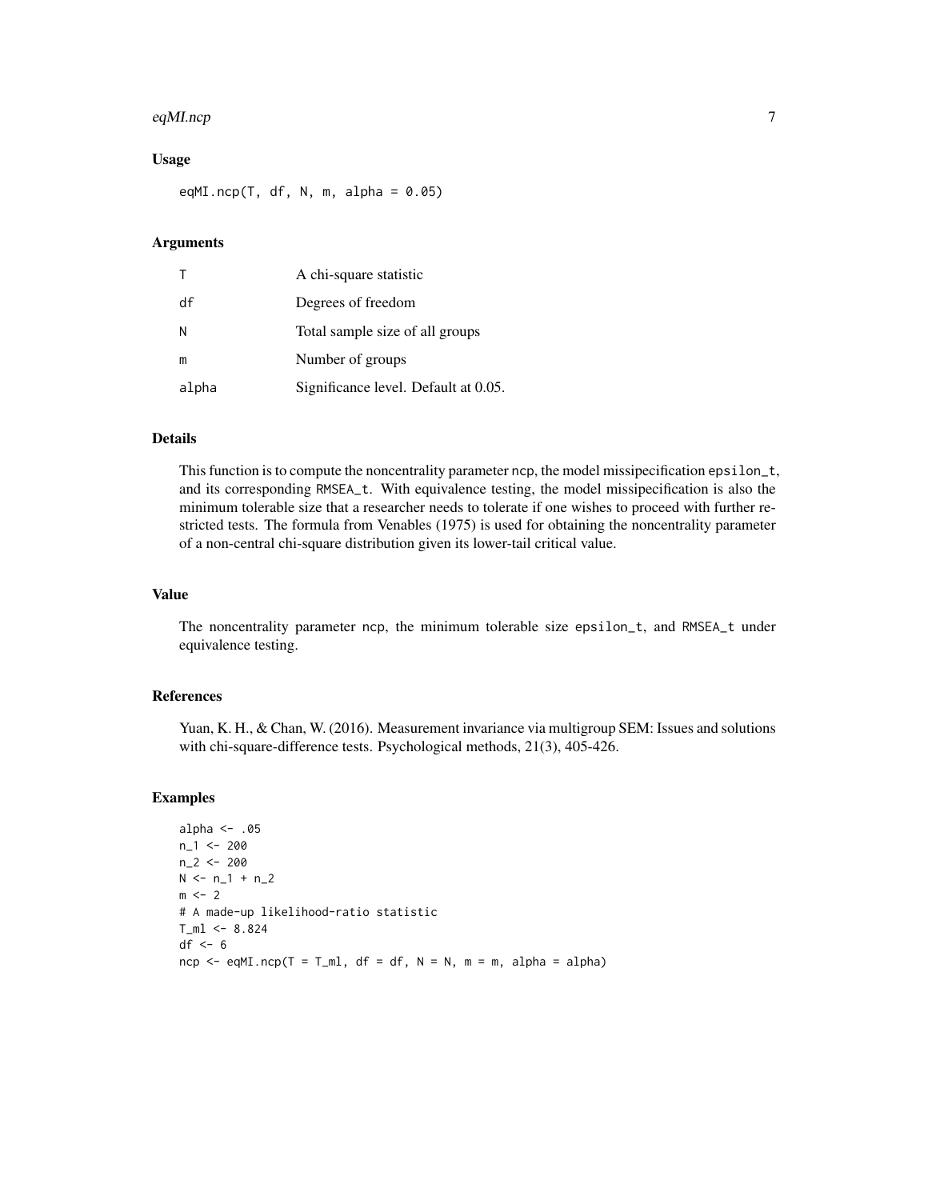## Usage

```
eqMI.ncp(T, df, N, m, alpha = 0.05)
```

## Arguments

| | |
|---|---|
| T | A chi-square statistic |
| df | Degrees of freedom |
| N | Total sample size of all groups |
| m | Number of groups |
| alpha | Significance level. Default at 0.05. |

## Details

This function is to compute the noncentrality parameter ncp, the model missipecification epsilon_t, and its corresponding RMSEA_t. With equivalence testing, the model missipecification is also the minimum tolerable size that a researcher needs to tolerate if one wishes to proceed with further restricted tests. The formula from Venables (1975) is used for obtaining the noncentrality parameter of a non-central chi-square distribution given its lower-tail critical value.

## Value

The noncentrality parameter ncp, the minimum tolerable size epsilon_t, and RMSEA_t under equivalence testing.

## References

Yuan, K. H., & Chan, W. (2016). Measurement invariance via multigroup SEM: Issues and solutions with chi-square-difference tests. Psychological methods, 21(3), 405-426.

## Examples

```
alpha <- .05
n_1 <- 200
n_2 <- 200
N <- n_1 + n_2
m <- 2
# A made-up likelihood-ratio statistic
T_ml <- 8.824
df <- 6
ncp <- eqMI.ncp(T = T_ml, df = df, N = N, m = m, alpha = alpha)
```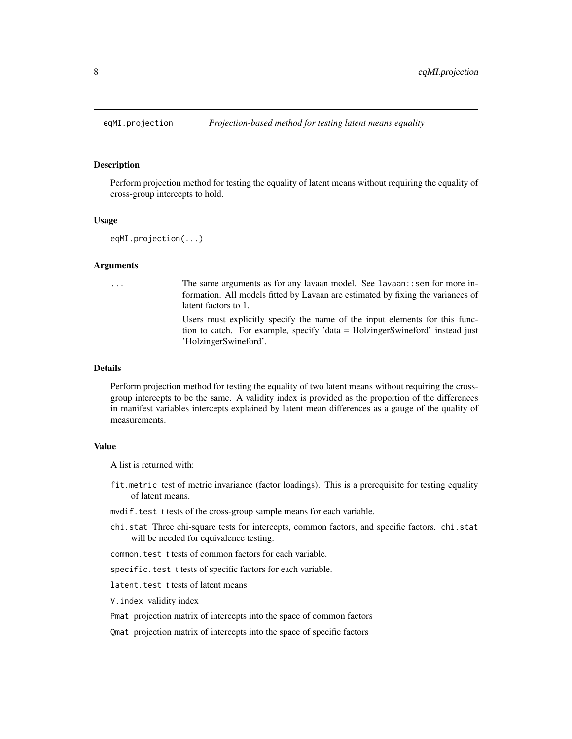# eqMI.projection — Projection-based method for testing latent means equality

## Description

Perform projection method for testing the equality of latent means without requiring the equality of cross-group intercepts to hold.

## Usage

```
eqMI.projection(...)
```

## Arguments

`...` The same arguments as for any lavaan model. See `lavaan::sem` for more information. All models fitted by Lavaan are estimated by fixing the variances of latent factors to 1.

Users must explicitly specify the name of the input elements for this function to catch. For example, specify 'data = HolzingerSwineford' instead just 'HolzingerSwineford'.

## Details

Perform projection method for testing the equality of two latent means without requiring the cross-group intercepts to be the same. A validity index is provided as the proportion of the differences in manifest variables intercepts explained by latent mean differences as a gauge of the quality of measurements.

## Value

A list is returned with:

- `fit.metric` test of metric invariance (factor loadings). This is a prerequisite for testing equality of latent means.
- `mvdif.test` t tests of the cross-group sample means for each variable.
- `chi.stat` Three chi-square tests for intercepts, common factors, and specific factors. `chi.stat` will be needed for equivalence testing.
- `common.test` t tests of common factors for each variable.
- `specific.test` t tests of specific factors for each variable.
- `latent.test` t tests of latent means
- `V.index` validity index
- `Pmat` projection matrix of intercepts into the space of common factors
- `Qmat` projection matrix of intercepts into the space of specific factors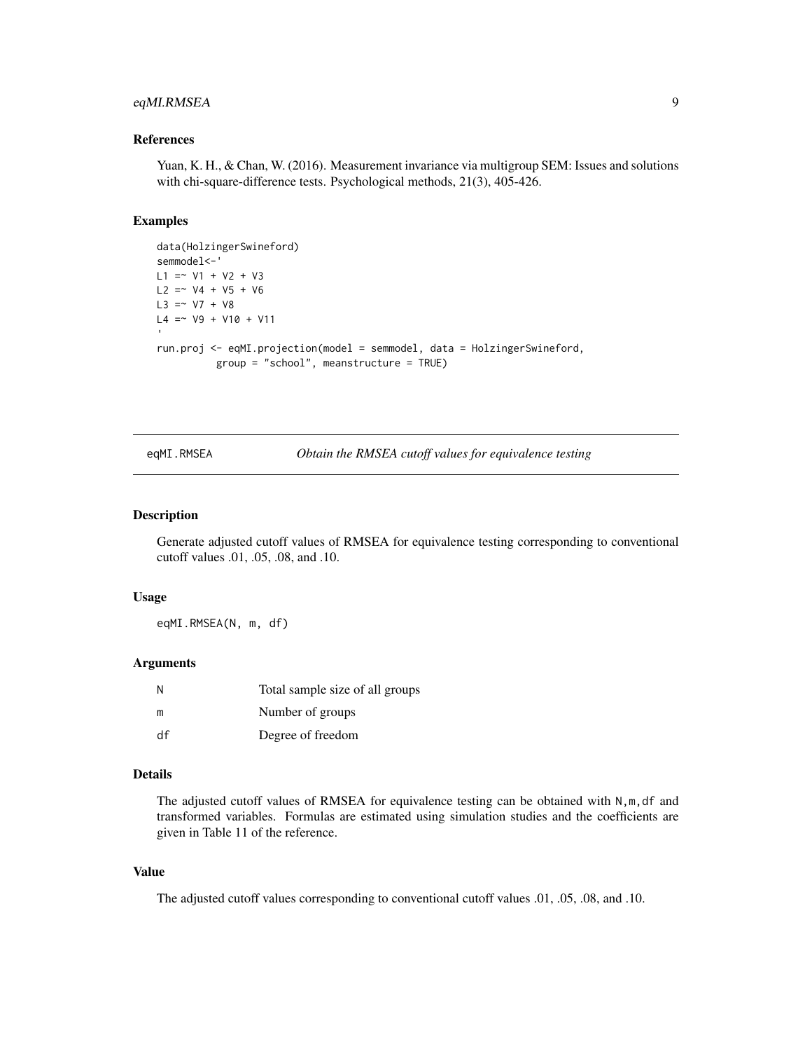### References

Yuan, K. H., & Chan, W. (2016). Measurement invariance via multigroup SEM: Issues and solutions with chi-square-difference tests. Psychological methods, 21(3), 405-426.

### Examples

```
data(HolzingerSwineford)
semmodel<-'
L1 =~ V1 + V2 + V3
L2 =~ V4 + V5 + V6
L3 =~ V7 + V8
L4 =~ V9 + V10 + V11
'
run.proj <- eqMI.projection(model = semmodel, data = HolzingerSwineford,
          group = "school", meanstructure = TRUE)
```

---

## eqMI.RMSEA — *Obtain the RMSEA cutoff values for equivalence testing*

---

### Description

Generate adjusted cutoff values of RMSEA for equivalence testing corresponding to conventional cutoff values .01, .05, .08, and .10.

### Usage

```
eqMI.RMSEA(N, m, df)
```

### Arguments

| | |
|---|---|
| N | Total sample size of all groups |
| m | Number of groups |
| df | Degree of freedom |

### Details

The adjusted cutoff values of RMSEA for equivalence testing can be obtained with `N,m,df` and transformed variables. Formulas are estimated using simulation studies and the coefficients are given in Table 11 of the reference.

### Value

The adjusted cutoff values corresponding to conventional cutoff values .01, .05, .08, and .10.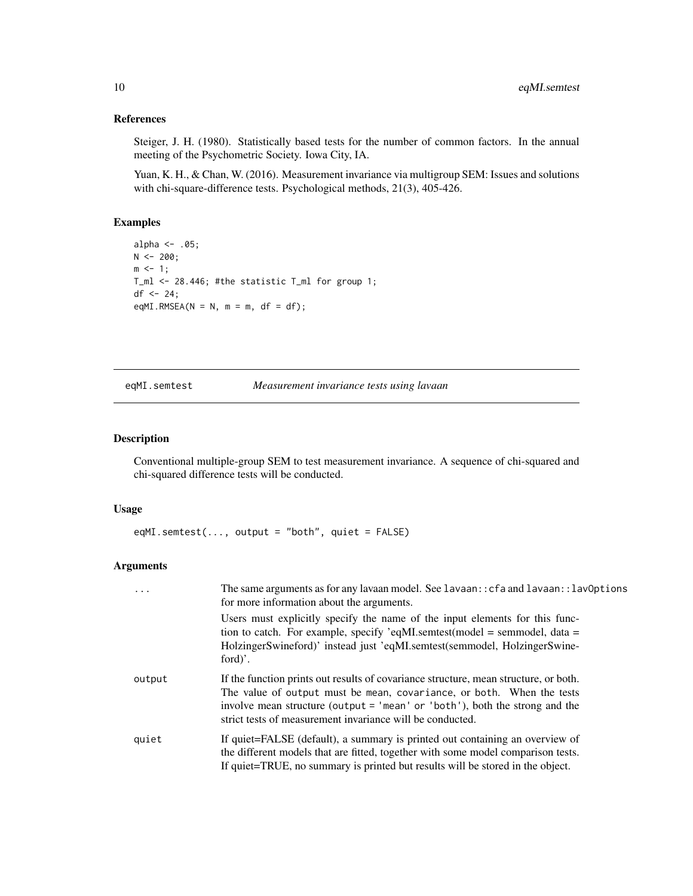### References

Steiger, J. H. (1980). Statistically based tests for the number of common factors. In the annual meeting of the Psychometric Society. Iowa City, IA.

Yuan, K. H., & Chan, W. (2016). Measurement invariance via multigroup SEM: Issues and solutions with chi-square-difference tests. Psychological methods, 21(3), 405-426.

### Examples

```
alpha <- .05;
N <- 200;
m <- 1;
T_ml <- 28.446; #the statistic T_ml for group 1;
df <- 24;
eqMI.RMSEA(N = N, m = m, df = df);
```

---

## eqMI.semtest *Measurement invariance tests using lavaan*

---

### Description

Conventional multiple-group SEM to test measurement invariance. A sequence of chi-squared and chi-squared difference tests will be conducted.

### Usage

```
eqMI.semtest(..., output = "both", quiet = FALSE)
```

### Arguments

| | |
|---|---|
| `...` | The same arguments as for any lavaan model. See `lavaan::cfa` and `lavaan::lavOptions` for more information about the arguments.<br><br>Users must explicitly specify the name of the input elements for this function to catch. For example, specify 'eqMI.semtest(model = semmodel, data = HolzingerSwineford)' instead just 'eqMI.semtest(semmodel, HolzingerSwineford)'. |
| `output` | If the function prints out results of covariance structure, mean structure, or both. The value of `output` must be `mean`, `covariance`, or `both`. When the tests involve mean structure (`output = 'mean'` or `'both'`), both the strong and the strict tests of measurement invariance will be conducted. |
| `quiet` | If quiet=FALSE (default), a summary is printed out containing an overview of the different models that are fitted, together with some model comparison tests. If quiet=TRUE, no summary is printed but results will be stored in the object. |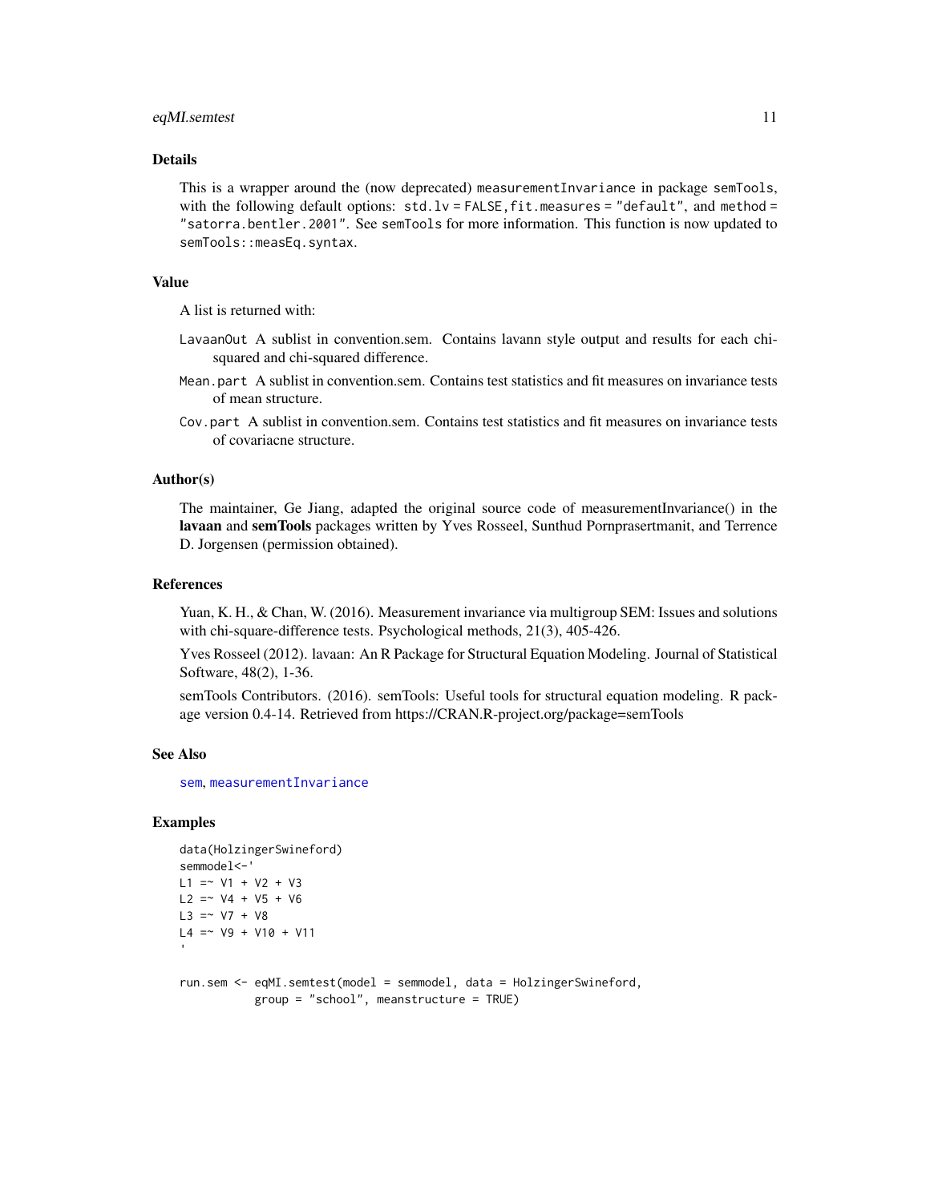## Details

This is a wrapper around the (now deprecated) `measurementInvariance` in package `semTools`, with the following default options: `std.lv = FALSE,fit.measures = "default"`, and `method = "satorra.bentler.2001"`. See `semTools` for more information. This function is now updated to `semTools::measEq.syntax`.

## Value

A list is returned with:

`LavaanOut` A sublist in convention.sem. Contains lavann style output and results for each chi-squared and chi-squared difference.

`Mean.part` A sublist in convention.sem. Contains test statistics and fit measures on invariance tests of mean structure.

`Cov.part` A sublist in convention.sem. Contains test statistics and fit measures on invariance tests of covariacne structure.

## Author(s)

The maintainer, Ge Jiang, adapted the original source code of measurementInvariance() in the **lavaan** and **semTools** packages written by Yves Rosseel, Sunthud Pornprasertmanit, and Terrence D. Jorgensen (permission obtained).

## References

Yuan, K. H., & Chan, W. (2016). Measurement invariance via multigroup SEM: Issues and solutions with chi-square-difference tests. Psychological methods, 21(3), 405-426.

Yves Rosseel (2012). lavaan: An R Package for Structural Equation Modeling. Journal of Statistical Software, 48(2), 1-36.

semTools Contributors. (2016). semTools: Useful tools for structural equation modeling. R package version 0.4-14. Retrieved from https://CRAN.R-project.org/package=semTools

## See Also

`sem`, `measurementInvariance`

## Examples

```
data(HolzingerSwineford)
semmodel<-'
L1 =~ V1 + V2 + V3
L2 =~ V4 + V5 + V6
L3 =~ V7 + V8
L4 =~ V9 + V10 + V11
'

run.sem <- eqMI.semtest(model = semmodel, data = HolzingerSwineford,
           group = "school", meanstructure = TRUE)
```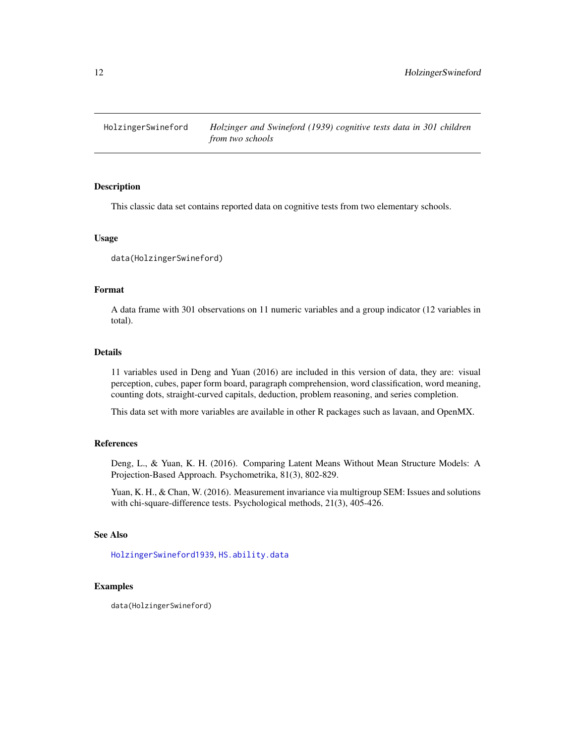HolzingerSwineford    *Holzinger and Swineford (1939) cognitive tests data in 301 children from two schools*

## Description

This classic data set contains reported data on cognitive tests from two elementary schools.

## Usage

```
data(HolzingerSwineford)
```

## Format

A data frame with 301 observations on 11 numeric variables and a group indicator (12 variables in total).

## Details

11 variables used in Deng and Yuan (2016) are included in this version of data, they are: visual perception, cubes, paper form board, paragraph comprehension, word classification, word meaning, counting dots, straight-curved capitals, deduction, problem reasoning, and series completion.

This data set with more variables are available in other R packages such as lavaan, and OpenMX.

## References

Deng, L., & Yuan, K. H. (2016). Comparing Latent Means Without Mean Structure Models: A Projection-Based Approach. Psychometrika, 81(3), 802-829.

Yuan, K. H., & Chan, W. (2016). Measurement invariance via multigroup SEM: Issues and solutions with chi-square-difference tests. Psychological methods, 21(3), 405-426.

## See Also

HolzingerSwineford1939, HS.ability.data

## Examples

```
data(HolzingerSwineford)
```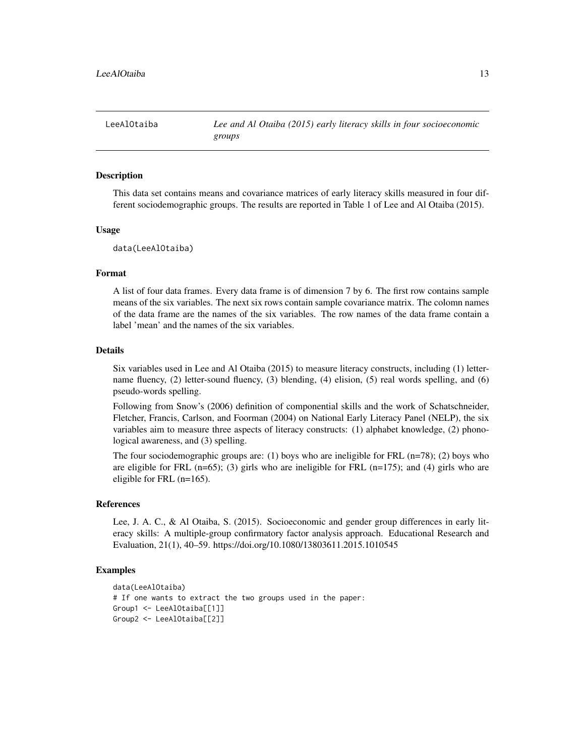## LeeAlOtaiba

*Lee and Al Otaiba (2015) early literacy skills in four socioeconomic groups*

### Description

This data set contains means and covariance matrices of early literacy skills measured in four different sociodemographic groups. The results are reported in Table 1 of Lee and Al Otaiba (2015).

### Usage

```
data(LeeAlOtaiba)
```

### Format

A list of four data frames. Every data frame is of dimension 7 by 6. The first row contains sample means of the six variables. The next six rows contain sample covariance matrix. The colomn names of the data frame are the names of the six variables. The row names of the data frame contain a label 'mean' and the names of the six variables.

### Details

Six variables used in Lee and Al Otaiba (2015) to measure literacy constructs, including (1) letter-name fluency, (2) letter-sound fluency, (3) blending, (4) elision, (5) real words spelling, and (6) pseudo-words spelling.

Following from Snow's (2006) definition of componential skills and the work of Schatschneider, Fletcher, Francis, Carlson, and Foorman (2004) on National Early Literacy Panel (NELP), the six variables aim to measure three aspects of literacy constructs: (1) alphabet knowledge, (2) phonological awareness, and (3) spelling.

The four sociodemographic groups are: (1) boys who are ineligible for FRL (n=78); (2) boys who are eligible for FRL (n=65); (3) girls who are ineligible for FRL (n=175); and (4) girls who are eligible for FRL (n=165).

### References

Lee, J. A. C., & Al Otaiba, S. (2015). Socioeconomic and gender group differences in early literacy skills: A multiple-group confirmatory factor analysis approach. Educational Research and Evaluation, 21(1), 40–59. https://doi.org/10.1080/13803611.2015.1010545

### Examples

```
data(LeeAlOtaiba)
# If one wants to extract the two groups used in the paper:
Group1 <- LeeAlOtaiba[[1]]
Group2 <- LeeAlOtaiba[[2]]
```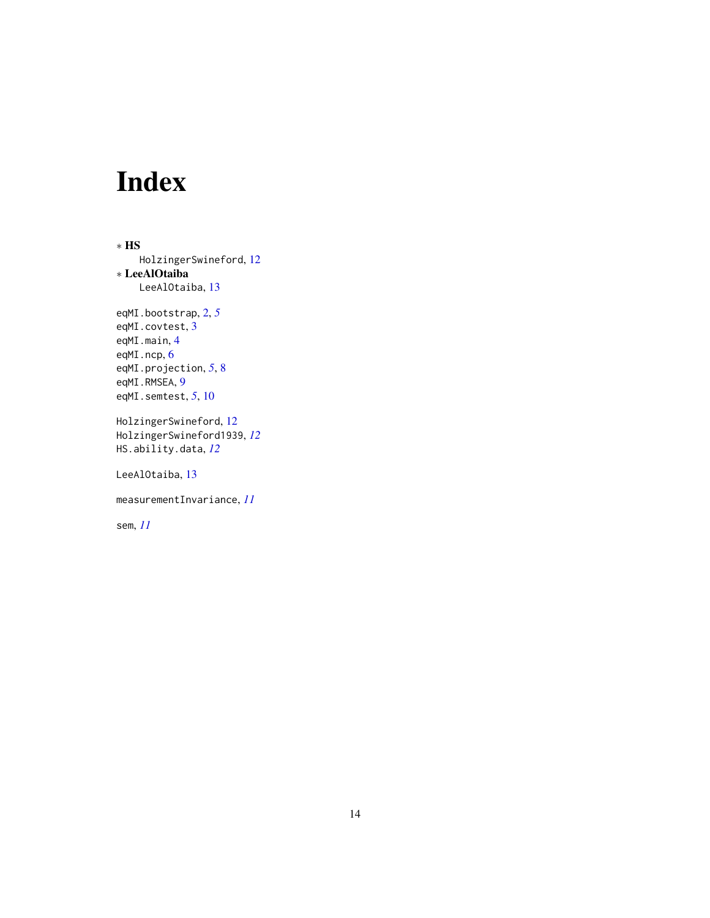# Index

∗ **HS**

  HolzingerSwineford, 12

∗ **LeeAlOtaiba**

  LeeAlOtaiba, 13

eqMI.bootstrap, 2, *5*
eqMI.covtest, 3
eqMI.main, 4
eqMI.ncp, 6
eqMI.projection, *5*, 8
eqMI.RMSEA, 9
eqMI.semtest, *5*, 10

HolzingerSwineford, 12
HolzingerSwineford1939, *12*
HS.ability.data, *12*

LeeAlOtaiba, 13

measurementInvariance, *11*

sem, *11*